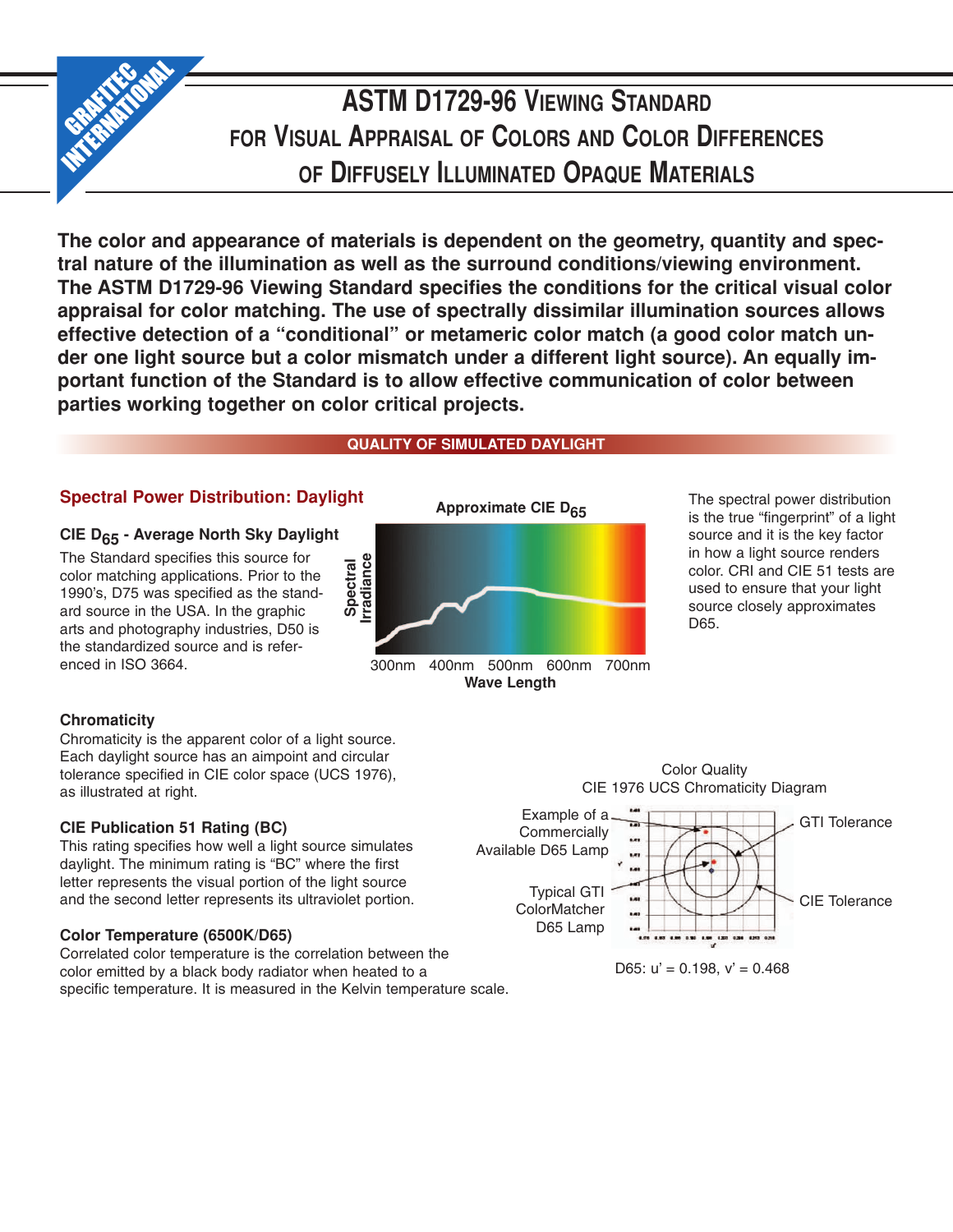# ASTM D1729-96 Viewing Standard for Visual Appraisal of Colors and Color Differences of Diffusely Illuminated Opaque Materials

**The color and appearance of materials is dependent on the geometry, quantity and spectral nature of the illumination as well as the surround conditions/viewing environment. The ASTM D1729-96 Viewing Standard specifies the conditions for the critical visual color appraisal for color matching. The use of spectrally dissimilar illumination sources allows effective detection of a "conditional" or metameric color match (a good color match under one light source but a color mismatch under a different light source). An equally important function of the Standard is to allow effective communication of color between parties working together on color critical projects.**

## QUALITY OF SIMULATED DAYLIGHT

### Spectral Power Distribution: Daylight

#### CIE $D_{65}$ - Average North Sky Daylight

The Standard specifies this source for color matching applications. Prior to the 1990's, D75 was specified as the standard source in the USA. In the graphic arts and photography industries, D50 is the standardized source and is referenced in ISO 3664.

Approximate CIE $D_{65}$

Spectral Irradiance

300nm 400nm 500nm 600nm 700nm

Wave Length

The spectral power distribution is the true "fingerprint" of a light source and it is the key factor in how a light source renders color. CRI and CIE 51 tests are used to ensure that your light source closely approximates D65.

#### Chromaticity

Chromaticity is the apparent color of a light source. Each daylight source has an aimpoint and circular tolerance specified in CIE color space (UCS 1976), as illustrated at right.

#### CIE Publication 51 Rating (BC)

This rating specifies how well a light source simulates daylight. The minimum rating is "BC" where the first letter represents the visual portion of the light source and the second letter represents its ultraviolet portion.

#### Color Temperature (6500K/D65)

Correlated color temperature is the correlation between the color emitted by a black body radiator when heated to a specific temperature. It is measured in the Kelvin temperature scale.

Color Quality
CIE 1976 UCS Chromaticity Diagram

Example of a Commercially Available D65 Lamp

Typical GTI ColorMatcher D65 Lamp

GTI Tolerance

CIE Tolerance

D65: u' = 0.198, v' = 0.468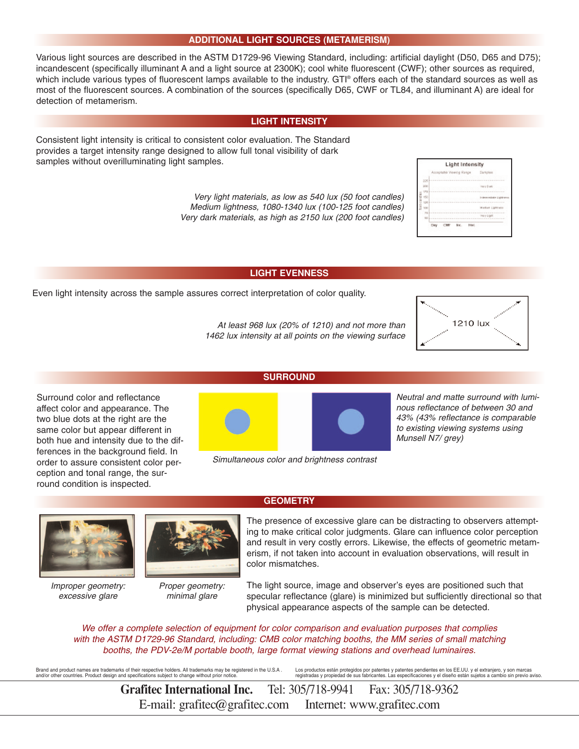## ADDITIONAL LIGHT SOURCES (METAMERISM)

Various light sources are described in the ASTM D1729-96 Viewing Standard, including: artificial daylight (D50, D65 and D75); incandescent (specifically illuminant A and a light source at 2300K); cool white fluorescent (CWF); other sources as required, which include various types of fluorescent lamps available to the industry. GTI® offers each of the standard sources as well as most of the fluorescent sources. A combination of the sources (specifically D65, CWF or TL84, and illuminant A) are ideal for detection of metamerism.

## LIGHT INTENSITY

Consistent light intensity is critical to consistent color evaluation. The Standard provides a target intensity range designed to allow full tonal visibility of dark samples without overilluminating light samples.

*Very light materials, as low as 540 lux (50 foot candles)*
*Medium lightness, 1080-1340 lux (100-125 foot candles)*
*Very dark materials, as high as 2150 lux (200 foot candles)*

Light Intensity

## LIGHT EVENNESS

Even light intensity across the sample assures correct interpretation of color quality.

*At least 968 lux (20% of 1210) and not more than 1462 lux intensity at all points on the viewing surface*

1210 lux

## SURROUND

Surround color and reflectance affect color and appearance. The two blue dots at the right are the same color but appear different in both hue and intensity due to the differences in the background field. In order to assure consistent color perception and tonal range, the surround condition is inspected.

*Simultaneous color and brightness contrast*

*Neutral and matte surround with luminous reflectance of between 30 and 43% (43% reflectance is comparable to existing viewing systems using Munsell N7/ grey)*

## GEOMETRY

*Improper geometry: excessive glare*

*Proper geometry: minimal glare*

The presence of excessive glare can be distracting to observers attempting to make critical color judgments. Glare can influence color perception and result in very costly errors. Likewise, the effects of geometric metamerism, if not taken into account in evaluation observations, will result in color mismatches.

The light source, image and observer's eyes are positioned such that specular reflectance (glare) is minimized but sufficiently directional so that physical appearance aspects of the sample can be detected.

*We offer a complete selection of equipment for color comparison and evaluation purposes that complies with the ASTM D1729-96 Standard, including: CMB color matching booths, the MM series of small matching booths, the PDV-2e/M portable booth, large format viewing stations and overhead luminaires.*

Brand and product names are trademarks of their respective holders. All trademarks may be registered in the U.S.A. and/or other countries. Product design and specifications subject to change without prior notice.

Los productos están protegidos por patentes y patentes pendientes en los EE.UU. y el extranjero, y son marcas registradas y propiedad de sus fabricantes. Las especificaciones y el diseño están sujetos a cambio sin previo aviso.

**Grafitec International Inc.** Tel: 305/718-9941 Fax: 305/718-9362
E-mail: grafitec@grafitec.com Internet: www.grafitec.com